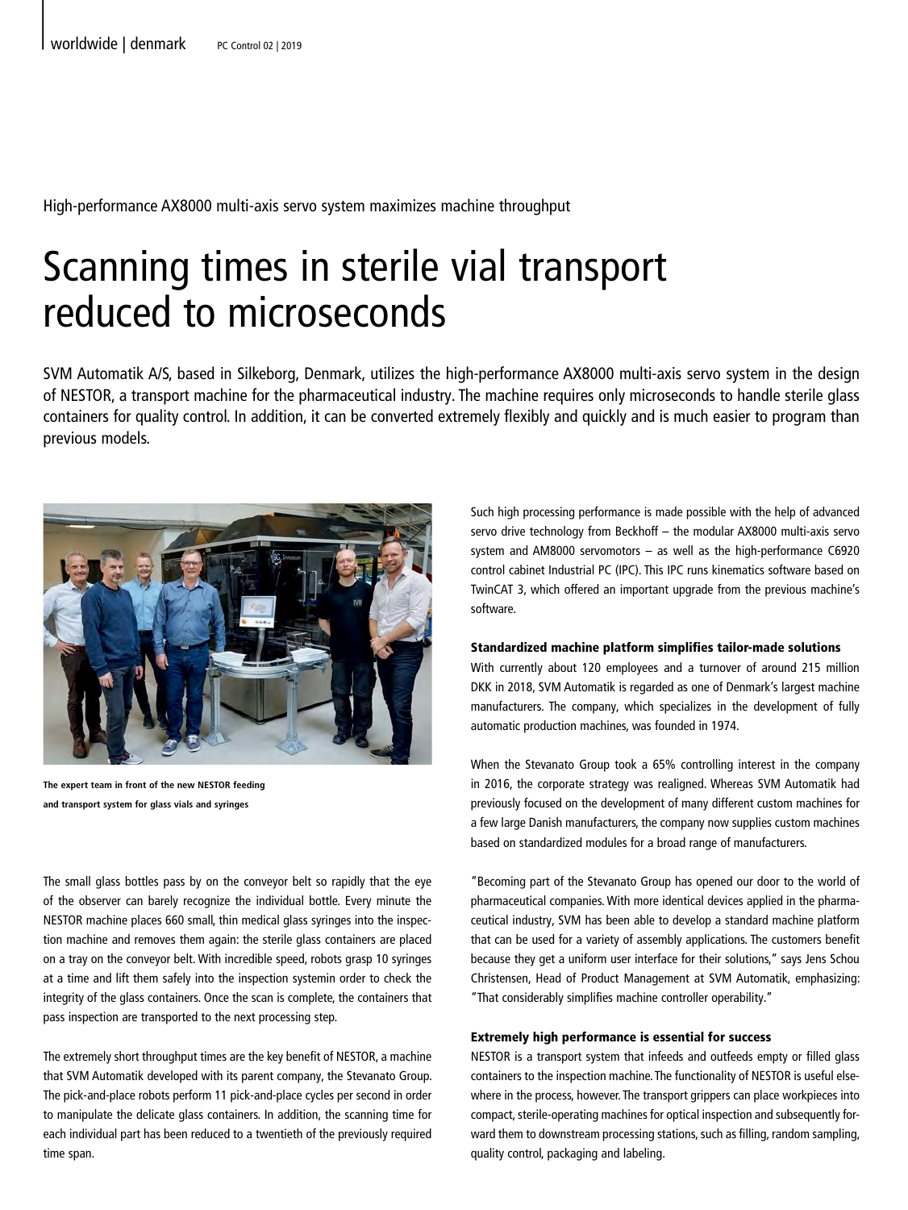High-performance AX8000 multi-axis servo system maximizes machine throughput

# Scanning times in sterile vial transport reduced to microseconds

SVM Automatik A/S, based in Silkeborg, Denmark, utilizes the high-performance AX8000 multi-axis servo system in the design of NESTOR, a transport machine for the pharmaceutical industry. The machine requires only microseconds to handle sterile glass containers for quality control. In addition, it can be converted extremely flexibly and quickly and is much easier to program than previous models.

**The expert team in front of the new NESTOR feeding and transport system for glass vials and syringes**

The small glass bottles pass by on the conveyor belt so rapidly that the eye of the observer can barely recognize the individual bottle. Every minute the NESTOR machine places 660 small, thin medical glass syringes into the inspection machine and removes them again: the sterile glass containers are placed on a tray on the conveyor belt. With incredible speed, robots grasp 10 syringes at a time and lift them safely into the inspection systemin order to check the integrity of the glass containers. Once the scan is complete, the containers that pass inspection are transported to the next processing step.

The extremely short throughput times are the key benefit of NESTOR, a machine that SVM Automatik developed with its parent company, the Stevanato Group. The pick-and-place robots perform 11 pick-and-place cycles per second in order to manipulate the delicate glass containers. In addition, the scanning time for each individual part has been reduced to a twentieth of the previously required time span.

Such high processing performance is made possible with the help of advanced servo drive technology from Beckhoff – the modular AX8000 multi-axis servo system and AM8000 servomotors – as well as the high-performance C6920 control cabinet Industrial PC (IPC). This IPC runs kinematics software based on TwinCAT 3, which offered an important upgrade from the previous machine's software.

#### Standardized machine platform simplifies tailor-made solutions

With currently about 120 employees and a turnover of around 215 million DKK in 2018, SVM Automatik is regarded as one of Denmark's largest machine manufacturers. The company, which specializes in the development of fully automatic production machines, was founded in 1974.

When the Stevanato Group took a 65% controlling interest in the company in 2016, the corporate strategy was realigned. Whereas SVM Automatik had previously focused on the development of many different custom machines for a few large Danish manufacturers, the company now supplies custom machines based on standardized modules for a broad range of manufacturers.

"Becoming part of the Stevanato Group has opened our door to the world of pharmaceutical companies. With more identical devices applied in the pharmaceutical industry, SVM has been able to develop a standard machine platform that can be used for a variety of assembly applications. The customers benefit because they get a uniform user interface for their solutions," says Jens Schou Christensen, Head of Product Management at SVM Automatik, emphasizing: "That considerably simplifies machine controller operability."

#### Extremely high performance is essential for success

NESTOR is a transport system that infeeds and outfeeds empty or filled glass containers to the inspection machine. The functionality of NESTOR is useful elsewhere in the process, however. The transport grippers can place workpieces into compact, sterile-operating machines for optical inspection and subsequently forward them to downstream processing stations, such as filling, random sampling, quality control, packaging and labeling.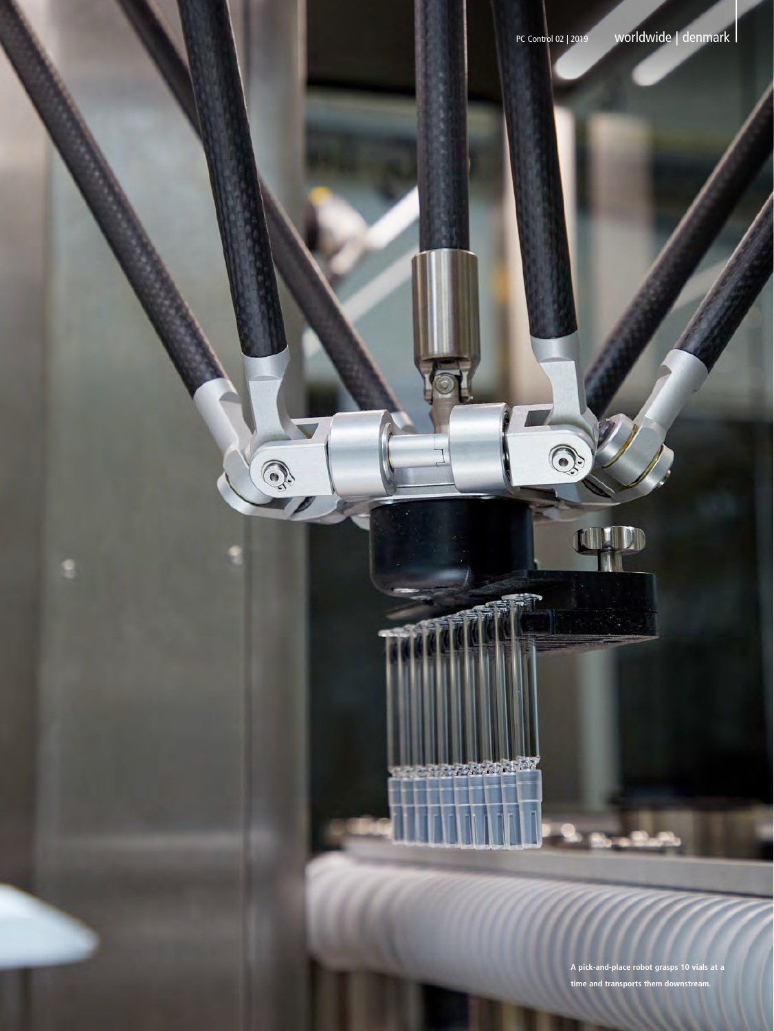A pick-and-place robot grasps 10 vials at a time and transports them downstream.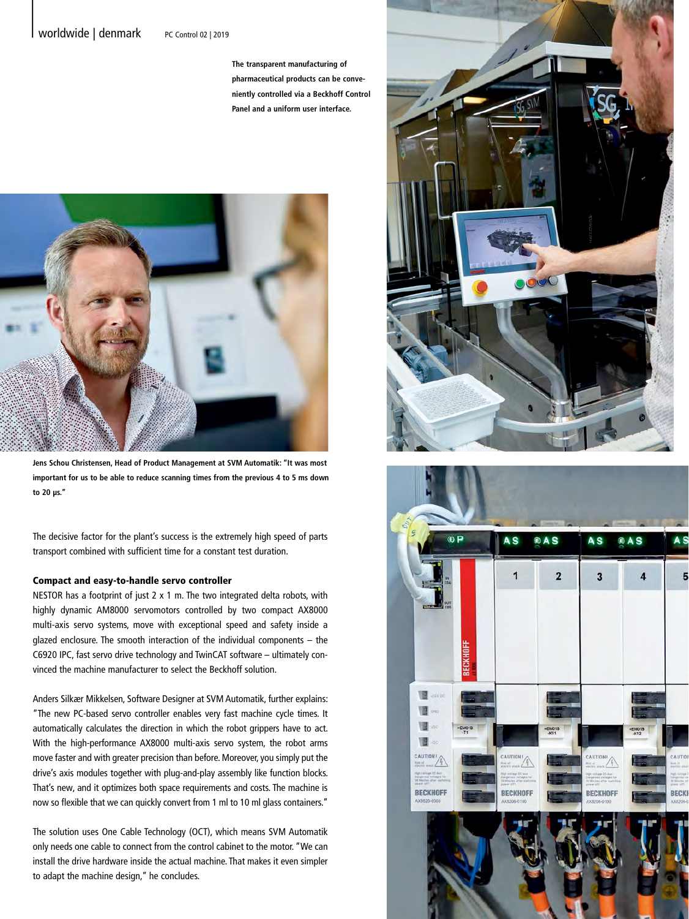The transparent manufacturing of pharmaceutical products can be conveniently controlled via a Beckhoff Control Panel and a uniform user interface.

Jens Schou Christensen, Head of Product Management at SVM Automatik: "It was most important for us to be able to reduce scanning times from the previous 4 to 5 ms down to 20 µs."

The decisive factor for the plant's success is the extremely high speed of parts transport combined with sufficient time for a constant test duration.

### Compact and easy-to-handle servo controller

NESTOR has a footprint of just 2 x 1 m. The two integrated delta robots, with highly dynamic AM8000 servomotors controlled by two compact AX8000 multi-axis servo systems, move with exceptional speed and safety inside a glazed enclosure. The smooth interaction of the individual components – the C6920 IPC, fast servo drive technology and TwinCAT software – ultimately convinced the machine manufacturer to select the Beckhoff solution.

Anders Silkær Mikkelsen, Software Designer at SVM Automatik, further explains: "The new PC-based servo controller enables very fast machine cycle times. It automatically calculates the direction in which the robot grippers have to act. With the high-performance AX8000 multi-axis servo system, the robot arms move faster and with greater precision than before. Moreover, you simply put the drive's axis modules together with plug-and-play assembly like function blocks. That's new, and it optimizes both space requirements and costs. The machine is now so flexible that we can quickly convert from 1 ml to 10 ml glass containers."

The solution uses One Cable Technology (OCT), which means SVM Automatik only needs one cable to connect from the control cabinet to the motor. "We can install the drive hardware inside the actual machine. That makes it even simpler to adapt the machine design," he concludes.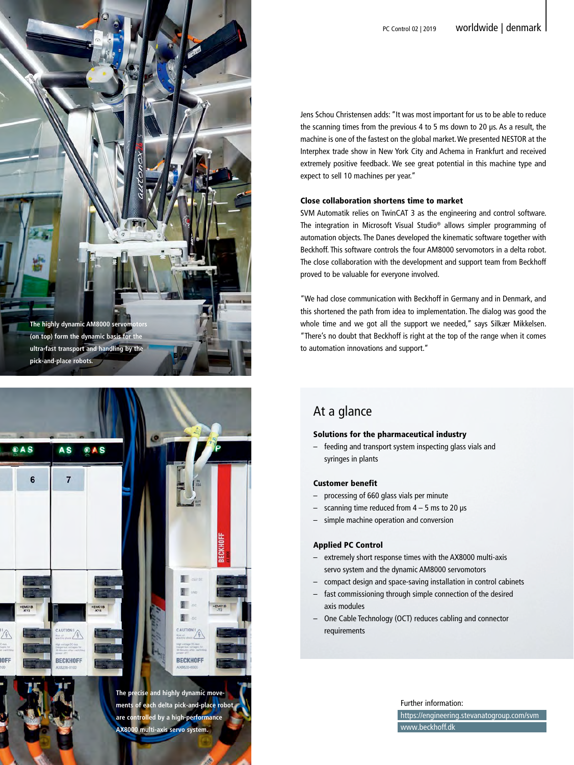Jens Schou Christensen adds: "It was most important for us to be able to reduce the scanning times from the previous 4 to 5 ms down to 20 µs. As a result, the machine is one of the fastest on the global market. We presented NESTOR at the Interphex trade show in New York City and Achema in Frankfurt and received extremely positive feedback. We see great potential in this machine type and expect to sell 10 machines per year."

The highly dynamic AM8000 servomotors (on top) form the dynamic basis for the ultra-fast transport and handling by the pick-and-place robots.

### Close collaboration shortens time to market

SVM Automatik relies on TwinCAT 3 as the engineering and control software. The integration in Microsoft Visual Studio® allows simpler programming of automation objects. The Danes developed the kinematic software together with Beckhoff. This software controls the four AM8000 servomotors in a delta robot. The close collaboration with the development and support team from Beckhoff proved to be valuable for everyone involved.

"We had close communication with Beckhoff in Germany and in Denmark, and this shortened the path from idea to implementation. The dialog was good the whole time and we got all the support we needed," says Silkær Mikkelsen. "There's no doubt that Beckhoff is right at the top of the range when it comes to automation innovations and support."

The precise and highly dynamic movements of each delta pick-and-place robot are controlled by a high-performance AX8000 multi-axis servo system.

## At a glance

**Solutions for the pharmaceutical industry**

- feeding and transport system inspecting glass vials and syringes in plants

**Customer benefit**

- processing of 660 glass vials per minute
- scanning time reduced from 4 – 5 ms to 20 µs
- simple machine operation and conversion

**Applied PC Control**

- extremely short response times with the AX8000 multi-axis servo system and the dynamic AM8000 servomotors
- compact design and space-saving installation in control cabinets
- fast commissioning through simple connection of the desired axis modules
- One Cable Technology (OCT) reduces cabling and connector requirements

Further information:

https://engineering.stevanatogroup.com/svm

www.beckhoff.dk